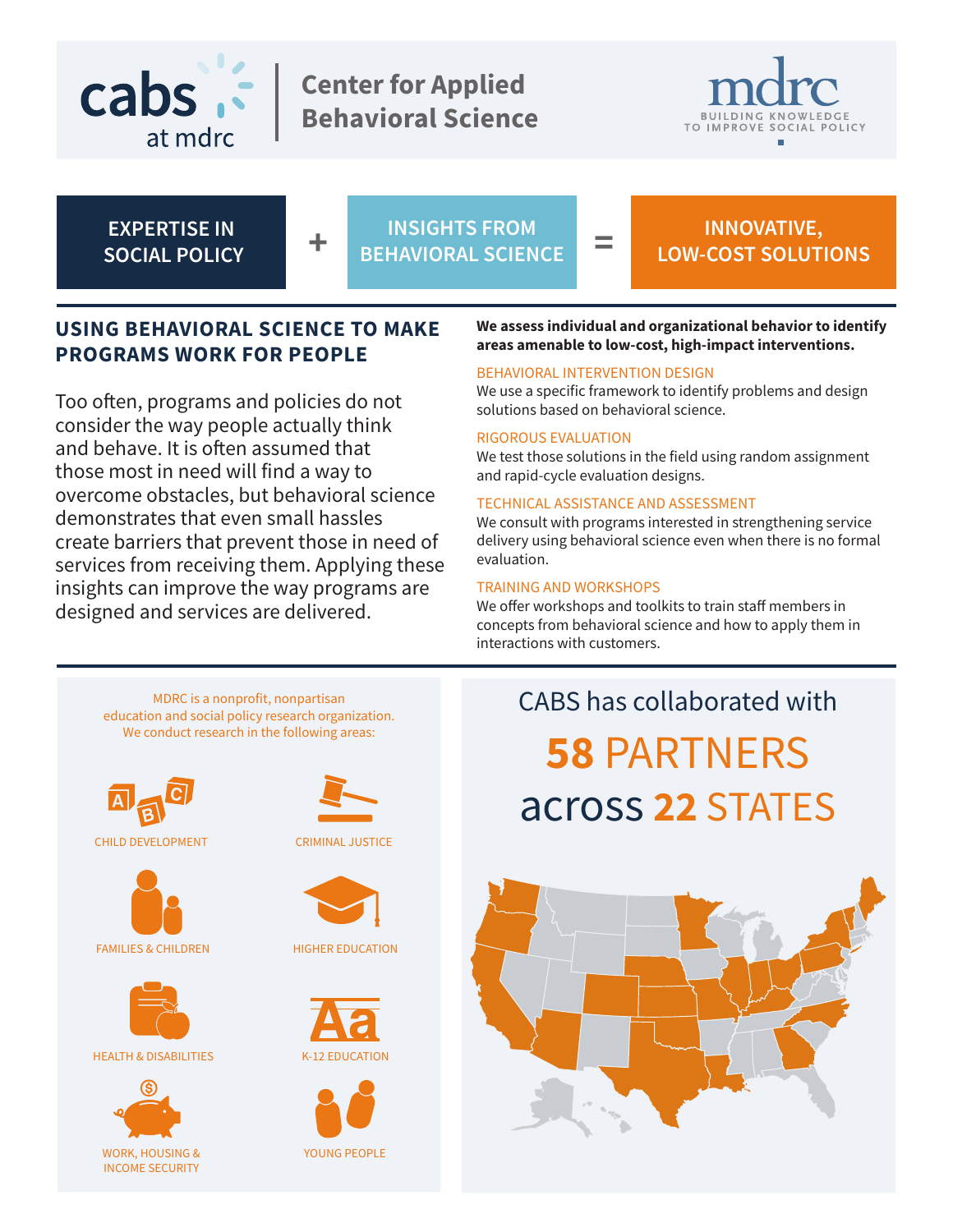# cabs at mdrc — Center for Applied Behavioral Science

mdrc — BUILDING KNOWLEDGE TO IMPROVE SOCIAL POLICY

**EXPERTISE IN SOCIAL POLICY** + **INSIGHTS FROM BEHAVIORAL SCIENCE** = **INNOVATIVE, LOW-COST SOLUTIONS**

## USING BEHAVIORAL SCIENCE TO MAKE PROGRAMS WORK FOR PEOPLE

Too often, programs and policies do not consider the way people actually think and behave. It is often assumed that those most in need will find a way to overcome obstacles, but behavioral science demonstrates that even small hassles create barriers that prevent those in need of services from receiving them. Applying these insights can improve the way programs are designed and services are delivered.

**We assess individual and organizational behavior to identify areas amenable to low-cost, high-impact interventions.**

### BEHAVIORAL INTERVENTION DESIGN

We use a specific framework to identify problems and design solutions based on behavioral science.

### RIGOROUS EVALUATION

We test those solutions in the field using random assignment and rapid-cycle evaluation designs.

### TECHNICAL ASSISTANCE AND ASSESSMENT

We consult with programs interested in strengthening service delivery using behavioral science even when there is no formal evaluation.

### TRAINING AND WORKSHOPS

We offer workshops and toolkits to train staff members in concepts from behavioral science and how to apply them in interactions with customers.

---

MDRC is a nonprofit, nonpartisan education and social policy research organization. We conduct research in the following areas:

- CHILD DEVELOPMENT
- CRIMINAL JUSTICE
- FAMILIES & CHILDREN
- HIGHER EDUCATION
- HEALTH & DISABILITIES
- K-12 EDUCATION
- WORK, HOUSING & INCOME SECURITY
- YOUNG PEOPLE

CABS has collaborated with

**58** PARTNERS

across **22** STATES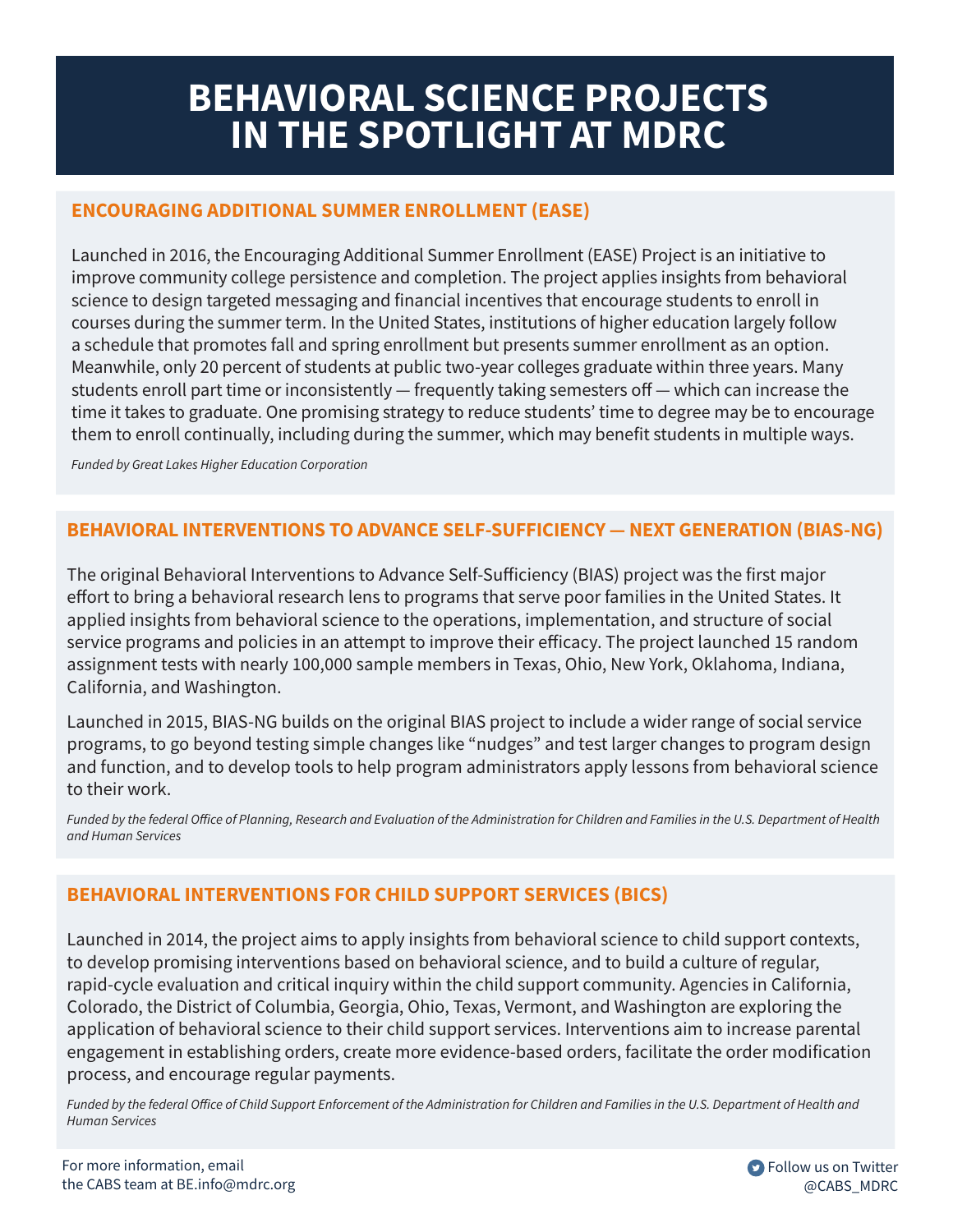# BEHAVIORAL SCIENCE PROJECTS IN THE SPOTLIGHT AT MDRC

## ENCOURAGING ADDITIONAL SUMMER ENROLLMENT (EASE)

Launched in 2016, the Encouraging Additional Summer Enrollment (EASE) Project is an initiative to improve community college persistence and completion. The project applies insights from behavioral science to design targeted messaging and financial incentives that encourage students to enroll in courses during the summer term. In the United States, institutions of higher education largely follow a schedule that promotes fall and spring enrollment but presents summer enrollment as an option. Meanwhile, only 20 percent of students at public two-year colleges graduate within three years. Many students enroll part time or inconsistently — frequently taking semesters off — which can increase the time it takes to graduate. One promising strategy to reduce students' time to degree may be to encourage them to enroll continually, including during the summer, which may benefit students in multiple ways.

*Funded by Great Lakes Higher Education Corporation*

## BEHAVIORAL INTERVENTIONS TO ADVANCE SELF-SUFFICIENCY — NEXT GENERATION (BIAS-NG)

The original Behavioral Interventions to Advance Self-Sufficiency (BIAS) project was the first major effort to bring a behavioral research lens to programs that serve poor families in the United States. It applied insights from behavioral science to the operations, implementation, and structure of social service programs and policies in an attempt to improve their efficacy. The project launched 15 random assignment tests with nearly 100,000 sample members in Texas, Ohio, New York, Oklahoma, Indiana, California, and Washington.

Launched in 2015, BIAS-NG builds on the original BIAS project to include a wider range of social service programs, to go beyond testing simple changes like "nudges" and test larger changes to program design and function, and to develop tools to help program administrators apply lessons from behavioral science to their work.

*Funded by the federal Office of Planning, Research and Evaluation of the Administration for Children and Families in the U.S. Department of Health and Human Services*

## BEHAVIORAL INTERVENTIONS FOR CHILD SUPPORT SERVICES (BICS)

Launched in 2014, the project aims to apply insights from behavioral science to child support contexts, to develop promising interventions based on behavioral science, and to build a culture of regular, rapid-cycle evaluation and critical inquiry within the child support community. Agencies in California, Colorado, the District of Columbia, Georgia, Ohio, Texas, Vermont, and Washington are exploring the application of behavioral science to their child support services. Interventions aim to increase parental engagement in establishing orders, create more evidence-based orders, facilitate the order modification process, and encourage regular payments.

*Funded by the federal Office of Child Support Enforcement of the Administration for Children and Families in the U.S. Department of Health and Human Services*

For more information, email the CABS team at BE.info@mdrc.org

Follow us on Twitter @CABS_MDRC